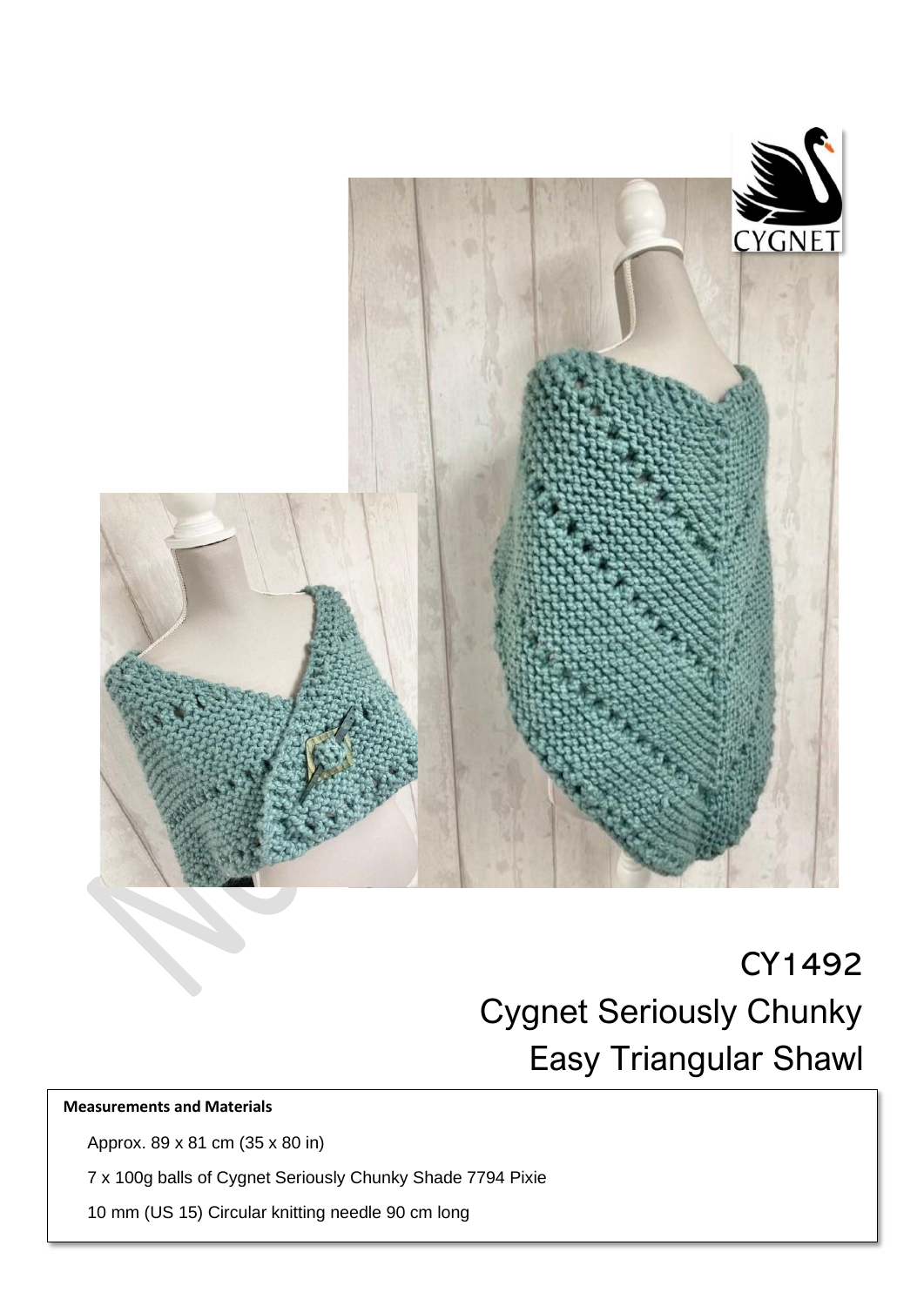# CY1492

# Cygnet Seriously Chunky Easy Triangular Shawl

**Measurements and Materials**

Approx. 89 x 81 cm (35 x 80 in)

7 x 100g balls of Cygnet Seriously Chunky Shade 7794 Pixie

10 mm (US 15) Circular knitting needle 90 cm long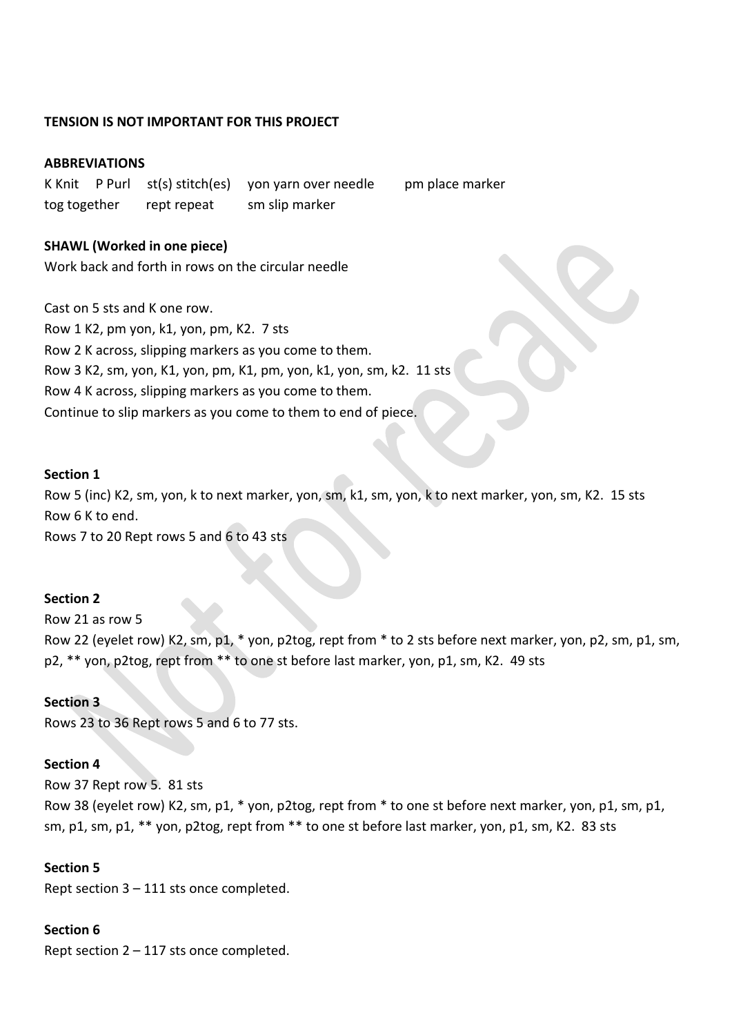**TENSION IS NOT IMPORTANT FOR THIS PROJECT**

**ABBREVIATIONS**

K Knit P Purl st(s) stitch(es) yon yarn over needle pm place marker
tog together rept repeat sm slip marker

**SHAWL (Worked in one piece)**

Work back and forth in rows on the circular needle

Cast on 5 sts and K one row.
Row 1 K2, pm yon, k1, yon, pm, K2. 7 sts
Row 2 K across, slipping markers as you come to them.
Row 3 K2, sm, yon, K1, yon, pm, K1, pm, yon, k1, yon, sm, k2. 11 sts
Row 4 K across, slipping markers as you come to them.
Continue to slip markers as you come to them to end of piece.

**Section 1**

Row 5 (inc) K2, sm, yon, k to next marker, yon, sm, k1, sm, yon, k to next marker, yon, sm, K2. 15 sts
Row 6 K to end.
Rows 7 to 20 Rept rows 5 and 6 to 43 sts

**Section 2**

Row 21 as row 5
Row 22 (eyelet row) K2, sm, p1, * yon, p2tog, rept from * to 2 sts before next marker, yon, p2, sm, p1, sm, p2, ** yon, p2tog, rept from ** to one st before last marker, yon, p1, sm, K2. 49 sts

**Section 3**

Rows 23 to 36 Rept rows 5 and 6 to 77 sts.

**Section 4**

Row 37 Rept row 5. 81 sts
Row 38 (eyelet row) K2, sm, p1, * yon, p2tog, rept from * to one st before next marker, yon, p1, sm, p1, sm, p1, sm, p1, ** yon, p2tog, rept from ** to one st before last marker, yon, p1, sm, K2. 83 sts

**Section 5**

Rept section 3 – 111 sts once completed.

**Section 6**

Rept section 2 – 117 sts once completed.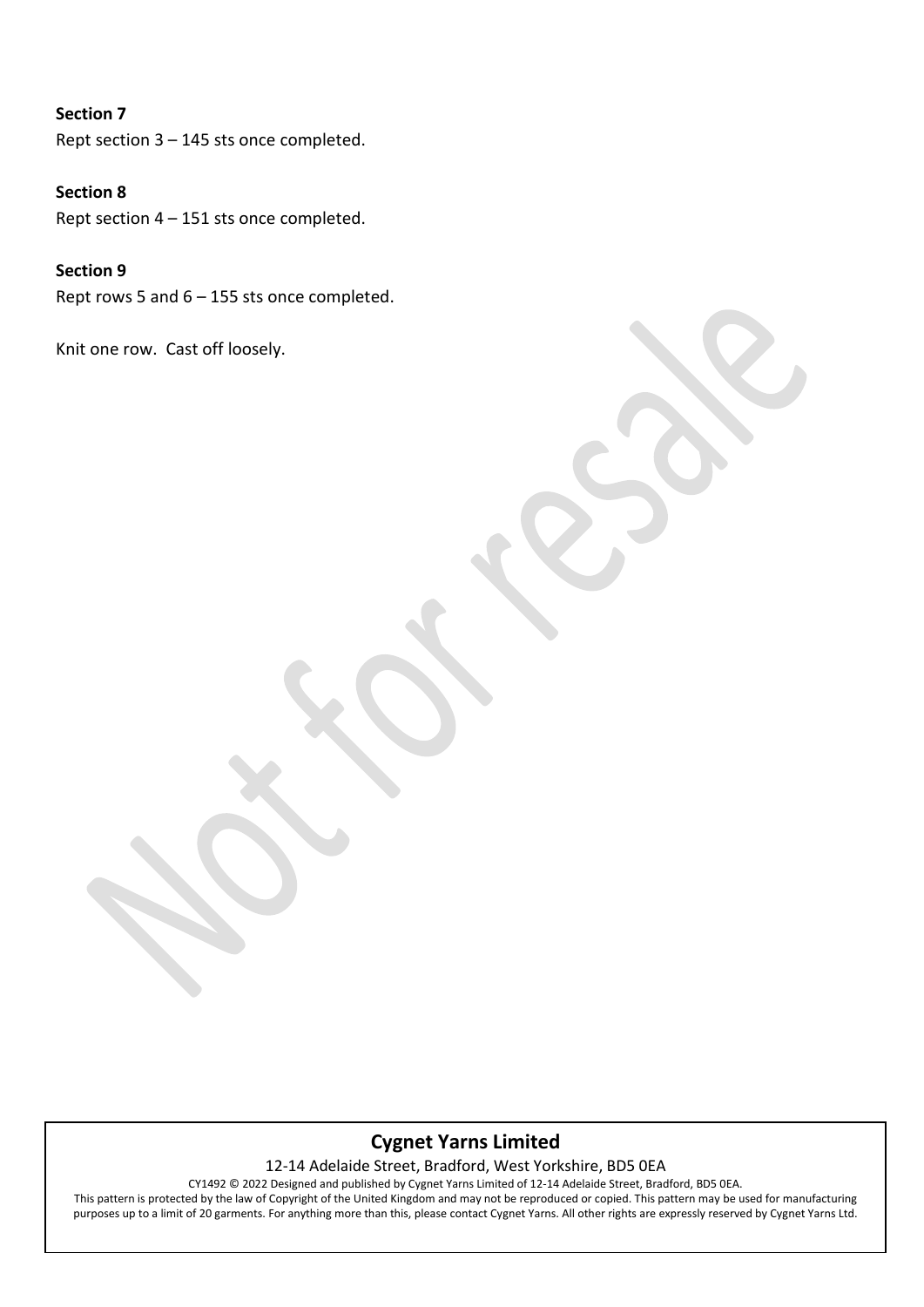**Section 7**

Rept section 3 – 145 sts once completed.

**Section 8**

Rept section 4 – 151 sts once completed.

**Section 9**

Rept rows 5 and 6 – 155 sts once completed.

Knit one row. Cast off loosely.

**Cygnet Yarns Limited**

12-14 Adelaide Street, Bradford, West Yorkshire, BD5 0EA

CY1492 © 2022 Designed and published by Cygnet Yarns Limited of 12-14 Adelaide Street, Bradford, BD5 0EA.
This pattern is protected by the law of Copyright of the United Kingdom and may not be reproduced or copied. This pattern may be used for manufacturing purposes up to a limit of 20 garments. For anything more than this, please contact Cygnet Yarns. All other rights are expressly reserved by Cygnet Yarns Ltd.